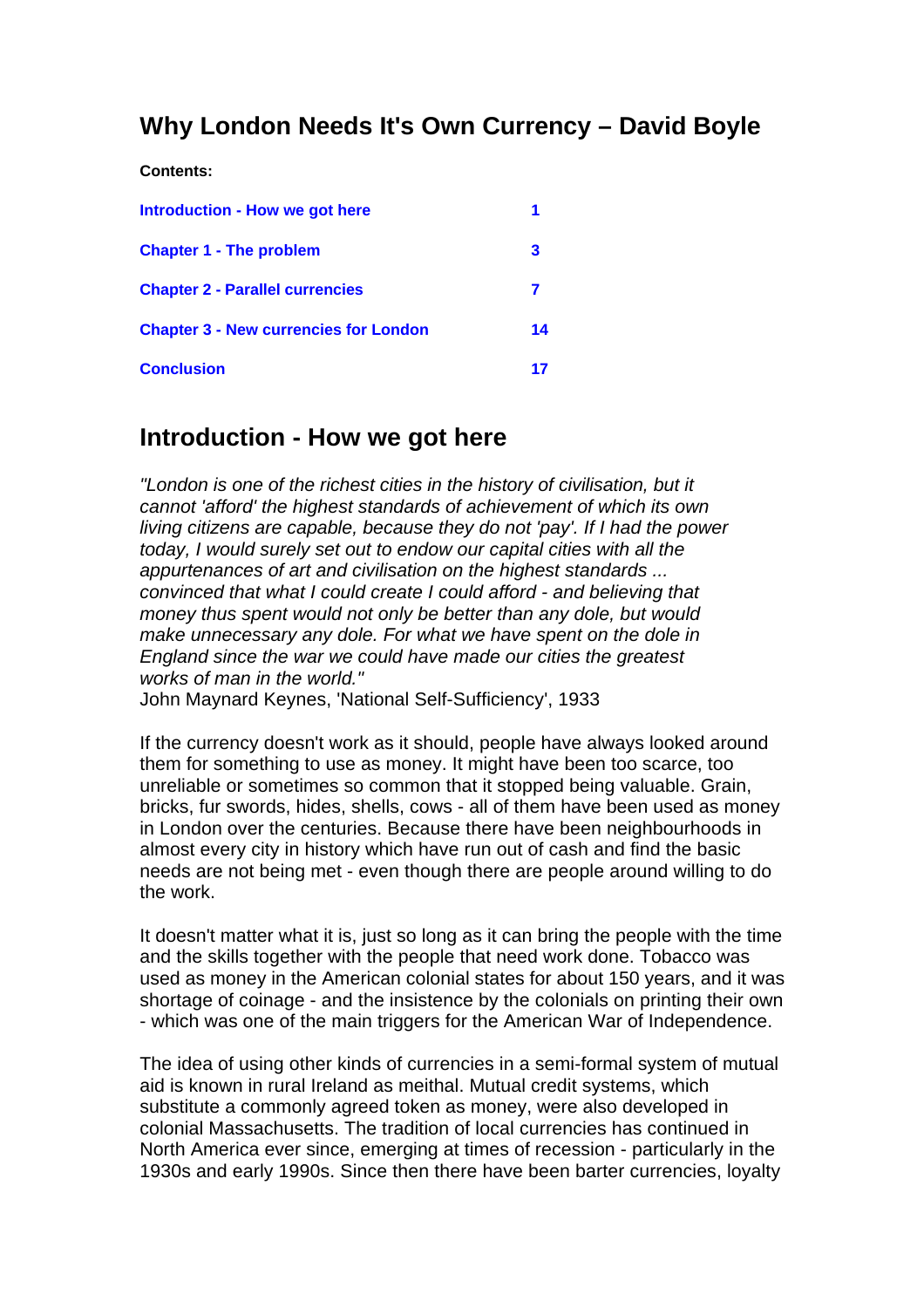# Why London Needs It's Own Currency – David Boyle

**Contents:**

| | |
|---|---|
| Introduction - How we got here | 1 |
| Chapter 1 - The problem | 3 |
| Chapter 2 - Parallel currencies | 7 |
| Chapter 3 - New currencies for London | 14 |
| Conclusion | 17 |

## Introduction - How we got here

*"London is one of the richest cities in the history of civilisation, but it cannot 'afford' the highest standards of achievement of which its own living citizens are capable, because they do not 'pay'. If I had the power today, I would surely set out to endow our capital cities with all the appurtenances of art and civilisation on the highest standards ... convinced that what I could create I could afford - and believing that money thus spent would not only be better than any dole, but would make unnecessary any dole. For what we have spent on the dole in England since the war we could have made our cities the greatest works of man in the world."*
John Maynard Keynes, 'National Self-Sufficiency', 1933

If the currency doesn't work as it should, people have always looked around them for something to use as money. It might have been too scarce, too unreliable or sometimes so common that it stopped being valuable. Grain, bricks, fur swords, hides, shells, cows - all of them have been used as money in London over the centuries. Because there have been neighbourhoods in almost every city in history which have run out of cash and find the basic needs are not being met - even though there are people around willing to do the work.

It doesn't matter what it is, just so long as it can bring the people with the time and the skills together with the people that need work done. Tobacco was used as money in the American colonial states for about 150 years, and it was shortage of coinage - and the insistence by the colonials on printing their own - which was one of the main triggers for the American War of Independence.

The idea of using other kinds of currencies in a semi-formal system of mutual aid is known in rural Ireland as meithal. Mutual credit systems, which substitute a commonly agreed token as money, were also developed in colonial Massachusetts. The tradition of local currencies has continued in North America ever since, emerging at times of recession - particularly in the 1930s and early 1990s. Since then there have been barter currencies, loyalty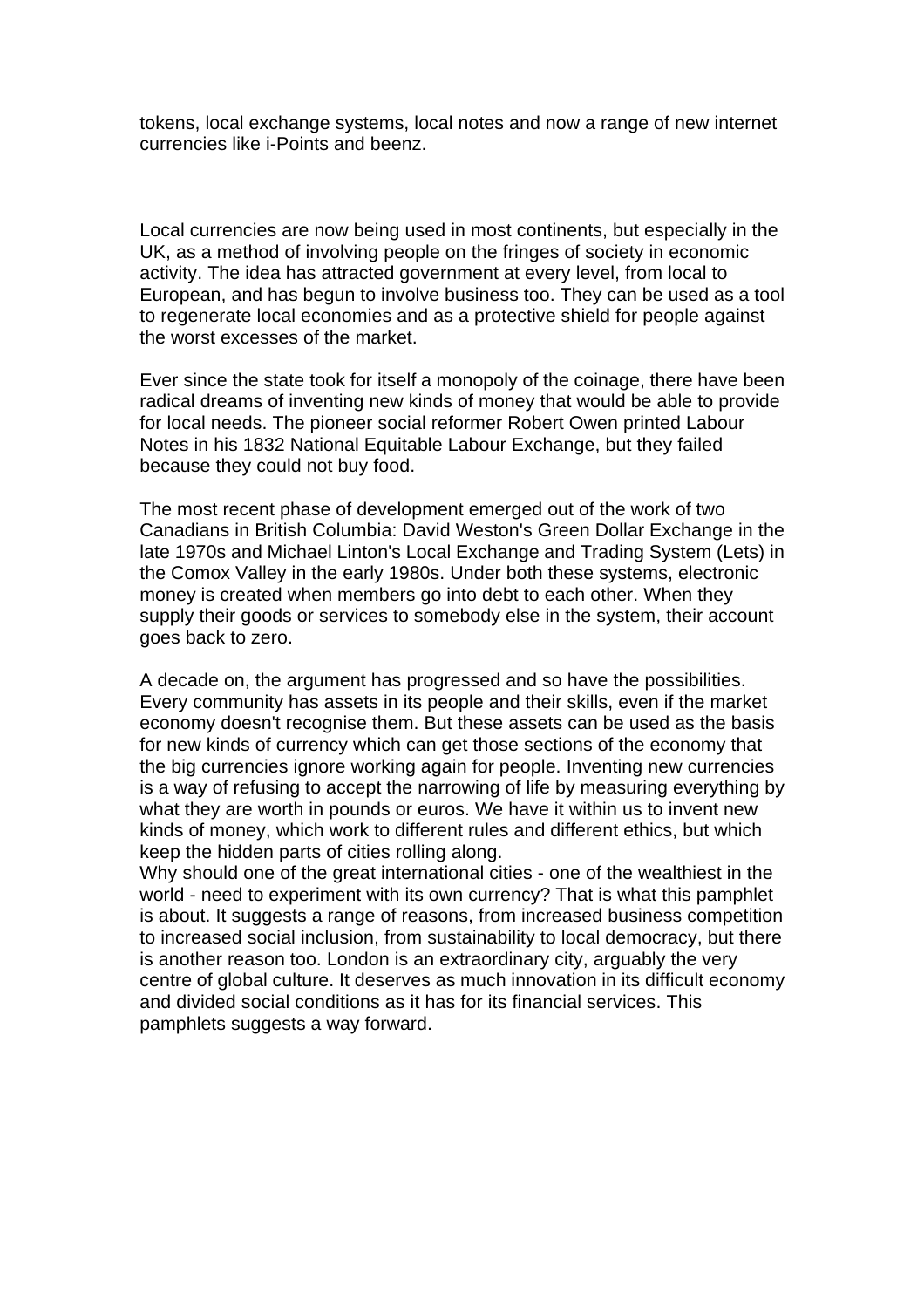tokens, local exchange systems, local notes and now a range of new internet currencies like i-Points and beenz.

Local currencies are now being used in most continents, but especially in the UK, as a method of involving people on the fringes of society in economic activity. The idea has attracted government at every level, from local to European, and has begun to involve business too. They can be used as a tool to regenerate local economies and as a protective shield for people against the worst excesses of the market.

Ever since the state took for itself a monopoly of the coinage, there have been radical dreams of inventing new kinds of money that would be able to provide for local needs. The pioneer social reformer Robert Owen printed Labour Notes in his 1832 National Equitable Labour Exchange, but they failed because they could not buy food.

The most recent phase of development emerged out of the work of two Canadians in British Columbia: David Weston's Green Dollar Exchange in the late 1970s and Michael Linton's Local Exchange and Trading System (Lets) in the Comox Valley in the early 1980s. Under both these systems, electronic money is created when members go into debt to each other. When they supply their goods or services to somebody else in the system, their account goes back to zero.

A decade on, the argument has progressed and so have the possibilities. Every community has assets in its people and their skills, even if the market economy doesn't recognise them. But these assets can be used as the basis for new kinds of currency which can get those sections of the economy that the big currencies ignore working again for people. Inventing new currencies is a way of refusing to accept the narrowing of life by measuring everything by what they are worth in pounds or euros. We have it within us to invent new kinds of money, which work to different rules and different ethics, but which keep the hidden parts of cities rolling along.
Why should one of the great international cities - one of the wealthiest in the world - need to experiment with its own currency? That is what this pamphlet is about. It suggests a range of reasons, from increased business competition to increased social inclusion, from sustainability to local democracy, but there is another reason too. London is an extraordinary city, arguably the very centre of global culture. It deserves as much innovation in its difficult economy and divided social conditions as it has for its financial services. This pamphlets suggests a way forward.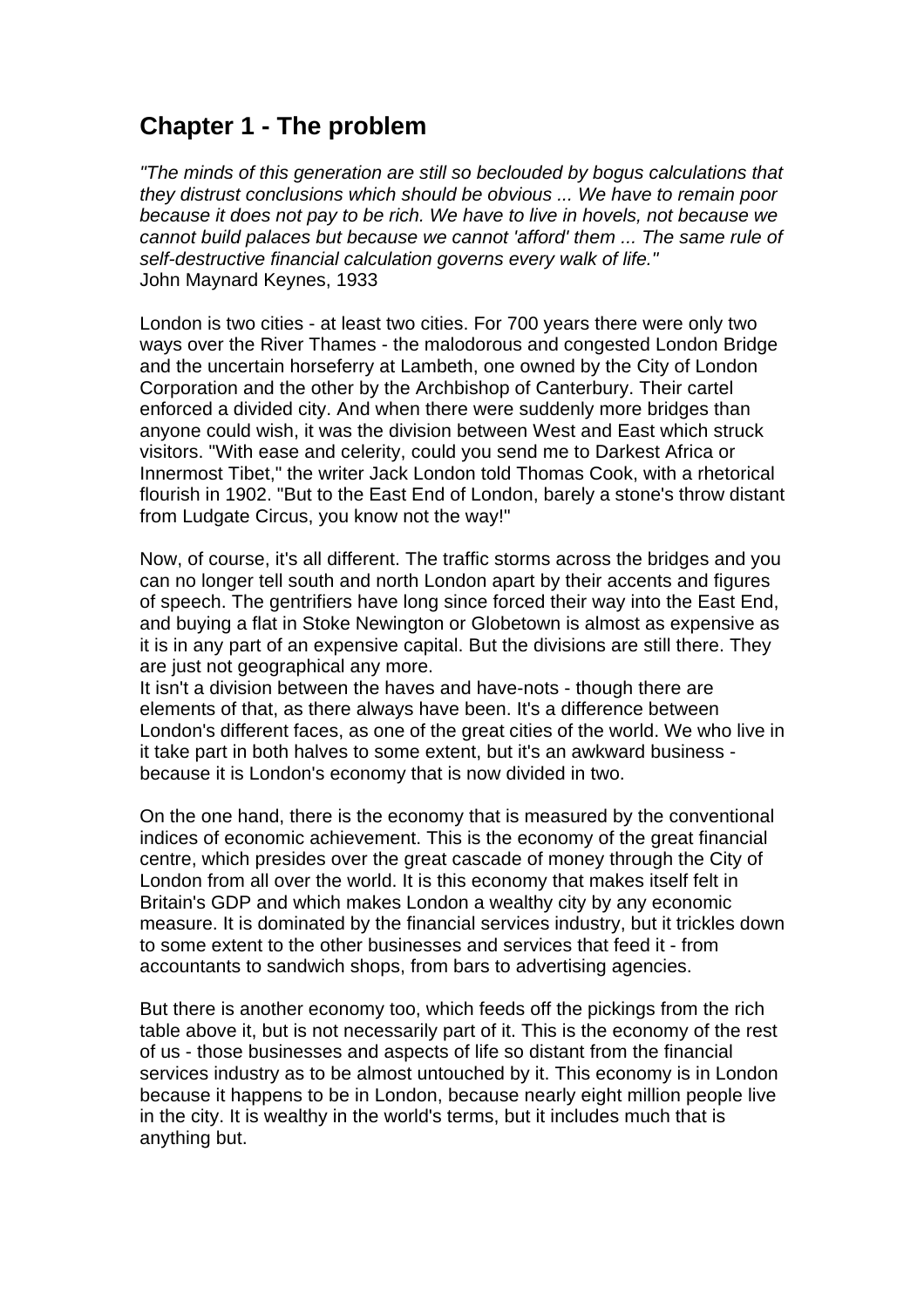## Chapter 1 - The problem

*"The minds of this generation are still so beclouded by bogus calculations that they distrust conclusions which should be obvious ... We have to remain poor because it does not pay to be rich. We have to live in hovels, not because we cannot build palaces but because we cannot 'afford' them ... The same rule of self-destructive financial calculation governs every walk of life."*
John Maynard Keynes, 1933

London is two cities - at least two cities. For 700 years there were only two ways over the River Thames - the malodorous and congested London Bridge and the uncertain horseferry at Lambeth, one owned by the City of London Corporation and the other by the Archbishop of Canterbury. Their cartel enforced a divided city. And when there were suddenly more bridges than anyone could wish, it was the division between West and East which struck visitors. "With ease and celerity, could you send me to Darkest Africa or Innermost Tibet," the writer Jack London told Thomas Cook, with a rhetorical flourish in 1902. "But to the East End of London, barely a stone's throw distant from Ludgate Circus, you know not the way!"

Now, of course, it's all different. The traffic storms across the bridges and you can no longer tell south and north London apart by their accents and figures of speech. The gentrifiers have long since forced their way into the East End, and buying a flat in Stoke Newington or Globetown is almost as expensive as it is in any part of an expensive capital. But the divisions are still there. They are just not geographical any more.
It isn't a division between the haves and have-nots - though there are elements of that, as there always have been. It's a difference between London's different faces, as one of the great cities of the world. We who live in it take part in both halves to some extent, but it's an awkward business - because it is London's economy that is now divided in two.

On the one hand, there is the economy that is measured by the conventional indices of economic achievement. This is the economy of the great financial centre, which presides over the great cascade of money through the City of London from all over the world. It is this economy that makes itself felt in Britain's GDP and which makes London a wealthy city by any economic measure. It is dominated by the financial services industry, but it trickles down to some extent to the other businesses and services that feed it - from accountants to sandwich shops, from bars to advertising agencies.

But there is another economy too, which feeds off the pickings from the rich table above it, but is not necessarily part of it. This is the economy of the rest of us - those businesses and aspects of life so distant from the financial services industry as to be almost untouched by it. This economy is in London because it happens to be in London, because nearly eight million people live in the city. It is wealthy in the world's terms, but it includes much that is anything but.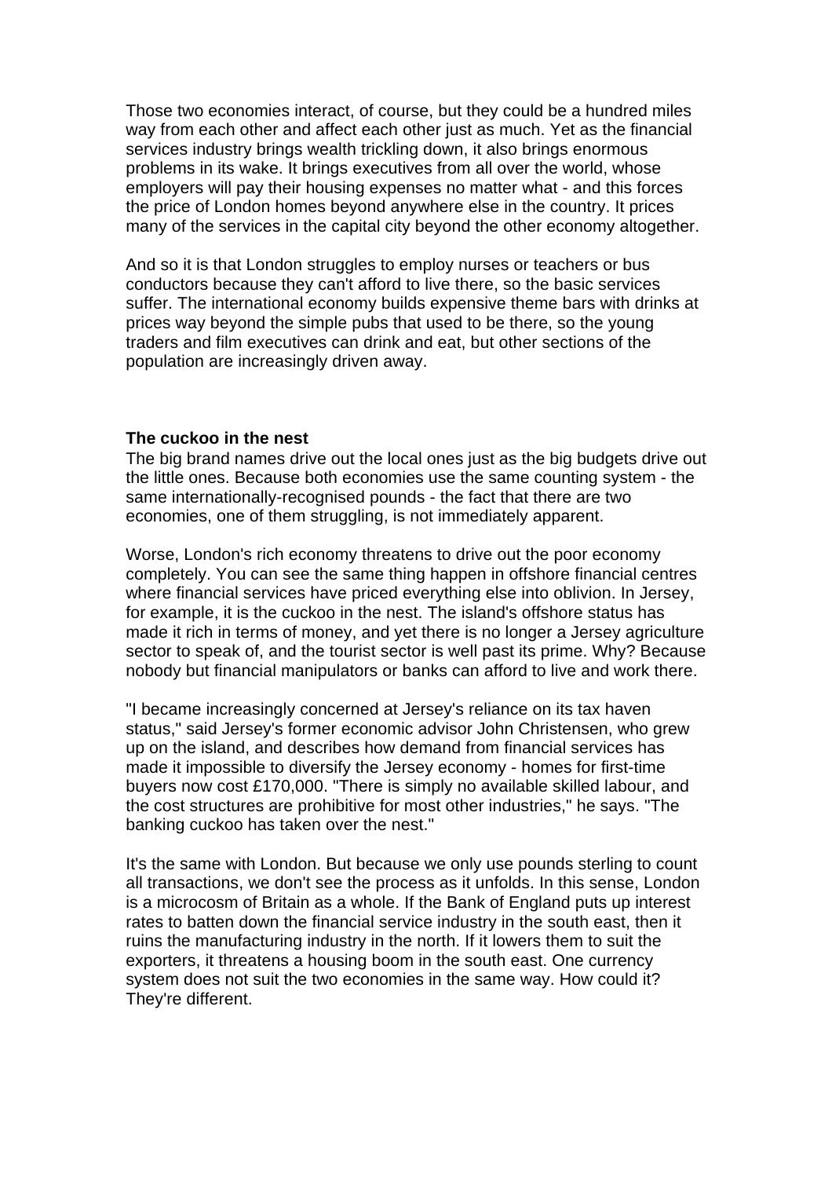Those two economies interact, of course, but they could be a hundred miles way from each other and affect each other just as much. Yet as the financial services industry brings wealth trickling down, it also brings enormous problems in its wake. It brings executives from all over the world, whose employers will pay their housing expenses no matter what - and this forces the price of London homes beyond anywhere else in the country. It prices many of the services in the capital city beyond the other economy altogether.

And so it is that London struggles to employ nurses or teachers or bus conductors because they can't afford to live there, so the basic services suffer. The international economy builds expensive theme bars with drinks at prices way beyond the simple pubs that used to be there, so the young traders and film executives can drink and eat, but other sections of the population are increasingly driven away.

**The cuckoo in the nest**

The big brand names drive out the local ones just as the big budgets drive out the little ones. Because both economies use the same counting system - the same internationally-recognised pounds - the fact that there are two economies, one of them struggling, is not immediately apparent.

Worse, London's rich economy threatens to drive out the poor economy completely. You can see the same thing happen in offshore financial centres where financial services have priced everything else into oblivion. In Jersey, for example, it is the cuckoo in the nest. The island's offshore status has made it rich in terms of money, and yet there is no longer a Jersey agriculture sector to speak of, and the tourist sector is well past its prime. Why? Because nobody but financial manipulators or banks can afford to live and work there.

"I became increasingly concerned at Jersey's reliance on its tax haven status," said Jersey's former economic advisor John Christensen, who grew up on the island, and describes how demand from financial services has made it impossible to diversify the Jersey economy - homes for first-time buyers now cost £170,000. "There is simply no available skilled labour, and the cost structures are prohibitive for most other industries," he says. "The banking cuckoo has taken over the nest."

It's the same with London. But because we only use pounds sterling to count all transactions, we don't see the process as it unfolds. In this sense, London is a microcosm of Britain as a whole. If the Bank of England puts up interest rates to batten down the financial service industry in the south east, then it ruins the manufacturing industry in the north. If it lowers them to suit the exporters, it threatens a housing boom in the south east. One currency system does not suit the two economies in the same way. How could it? They're different.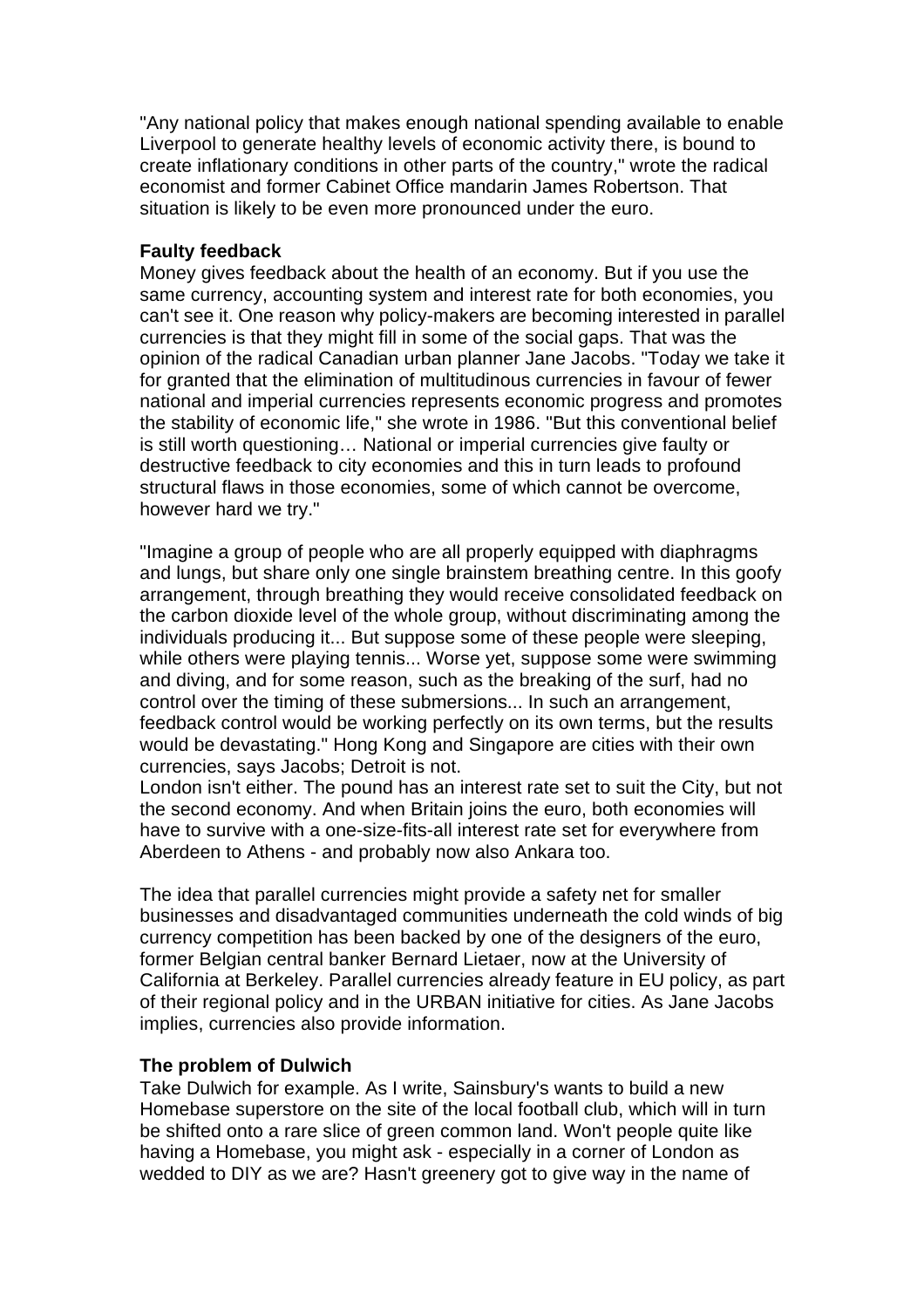"Any national policy that makes enough national spending available to enable Liverpool to generate healthy levels of economic activity there, is bound to create inflationary conditions in other parts of the country," wrote the radical economist and former Cabinet Office mandarin James Robertson. That situation is likely to be even more pronounced under the euro.

**Faulty feedback**

Money gives feedback about the health of an economy. But if you use the same currency, accounting system and interest rate for both economies, you can't see it. One reason why policy-makers are becoming interested in parallel currencies is that they might fill in some of the social gaps. That was the opinion of the radical Canadian urban planner Jane Jacobs. "Today we take it for granted that the elimination of multitudinous currencies in favour of fewer national and imperial currencies represents economic progress and promotes the stability of economic life," she wrote in 1986. "But this conventional belief is still worth questioning… National or imperial currencies give faulty or destructive feedback to city economies and this in turn leads to profound structural flaws in those economies, some of which cannot be overcome, however hard we try."

"Imagine a group of people who are all properly equipped with diaphragms and lungs, but share only one single brainstem breathing centre. In this goofy arrangement, through breathing they would receive consolidated feedback on the carbon dioxide level of the whole group, without discriminating among the individuals producing it... But suppose some of these people were sleeping, while others were playing tennis... Worse yet, suppose some were swimming and diving, and for some reason, such as the breaking of the surf, had no control over the timing of these submersions... In such an arrangement, feedback control would be working perfectly on its own terms, but the results would be devastating." Hong Kong and Singapore are cities with their own currencies, says Jacobs; Detroit is not.

London isn't either. The pound has an interest rate set to suit the City, but not the second economy. And when Britain joins the euro, both economies will have to survive with a one-size-fits-all interest rate set for everywhere from Aberdeen to Athens - and probably now also Ankara too.

The idea that parallel currencies might provide a safety net for smaller businesses and disadvantaged communities underneath the cold winds of big currency competition has been backed by one of the designers of the euro, former Belgian central banker Bernard Lietaer, now at the University of California at Berkeley. Parallel currencies already feature in EU policy, as part of their regional policy and in the URBAN initiative for cities. As Jane Jacobs implies, currencies also provide information.

**The problem of Dulwich**

Take Dulwich for example. As I write, Sainsbury's wants to build a new Homebase superstore on the site of the local football club, which will in turn be shifted onto a rare slice of green common land. Won't people quite like having a Homebase, you might ask - especially in a corner of London as wedded to DIY as we are? Hasn't greenery got to give way in the name of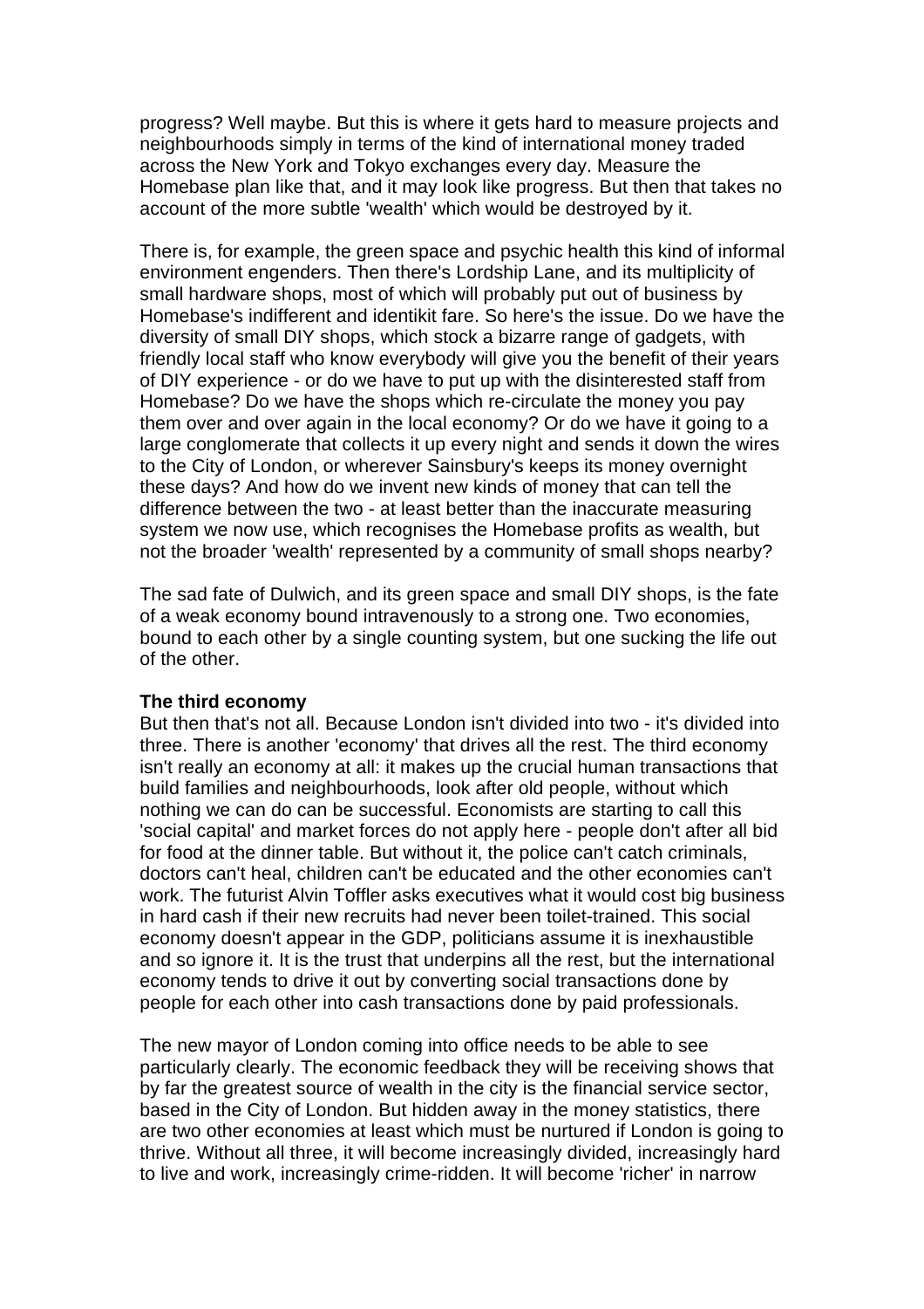progress? Well maybe. But this is where it gets hard to measure projects and neighbourhoods simply in terms of the kind of international money traded across the New York and Tokyo exchanges every day. Measure the Homebase plan like that, and it may look like progress. But then that takes no account of the more subtle 'wealth' which would be destroyed by it.

There is, for example, the green space and psychic health this kind of informal environment engenders. Then there's Lordship Lane, and its multiplicity of small hardware shops, most of which will probably put out of business by Homebase's indifferent and identikit fare. So here's the issue. Do we have the diversity of small DIY shops, which stock a bizarre range of gadgets, with friendly local staff who know everybody will give you the benefit of their years of DIY experience - or do we have to put up with the disinterested staff from Homebase? Do we have the shops which re-circulate the money you pay them over and over again in the local economy? Or do we have it going to a large conglomerate that collects it up every night and sends it down the wires to the City of London, or wherever Sainsbury's keeps its money overnight these days? And how do we invent new kinds of money that can tell the difference between the two - at least better than the inaccurate measuring system we now use, which recognises the Homebase profits as wealth, but not the broader 'wealth' represented by a community of small shops nearby?

The sad fate of Dulwich, and its green space and small DIY shops, is the fate of a weak economy bound intravenously to a strong one. Two economies, bound to each other by a single counting system, but one sucking the life out of the other.

**The third economy**

But then that's not all. Because London isn't divided into two - it's divided into three. There is another 'economy' that drives all the rest. The third economy isn't really an economy at all: it makes up the crucial human transactions that build families and neighbourhoods, look after old people, without which nothing we can do can be successful. Economists are starting to call this 'social capital' and market forces do not apply here - people don't after all bid for food at the dinner table. But without it, the police can't catch criminals, doctors can't heal, children can't be educated and the other economies can't work. The futurist Alvin Toffler asks executives what it would cost big business in hard cash if their new recruits had never been toilet-trained. This social economy doesn't appear in the GDP, politicians assume it is inexhaustible and so ignore it. It is the trust that underpins all the rest, but the international economy tends to drive it out by converting social transactions done by people for each other into cash transactions done by paid professionals.

The new mayor of London coming into office needs to be able to see particularly clearly. The economic feedback they will be receiving shows that by far the greatest source of wealth in the city is the financial service sector, based in the City of London. But hidden away in the money statistics, there are two other economies at least which must be nurtured if London is going to thrive. Without all three, it will become increasingly divided, increasingly hard to live and work, increasingly crime-ridden. It will become 'richer' in narrow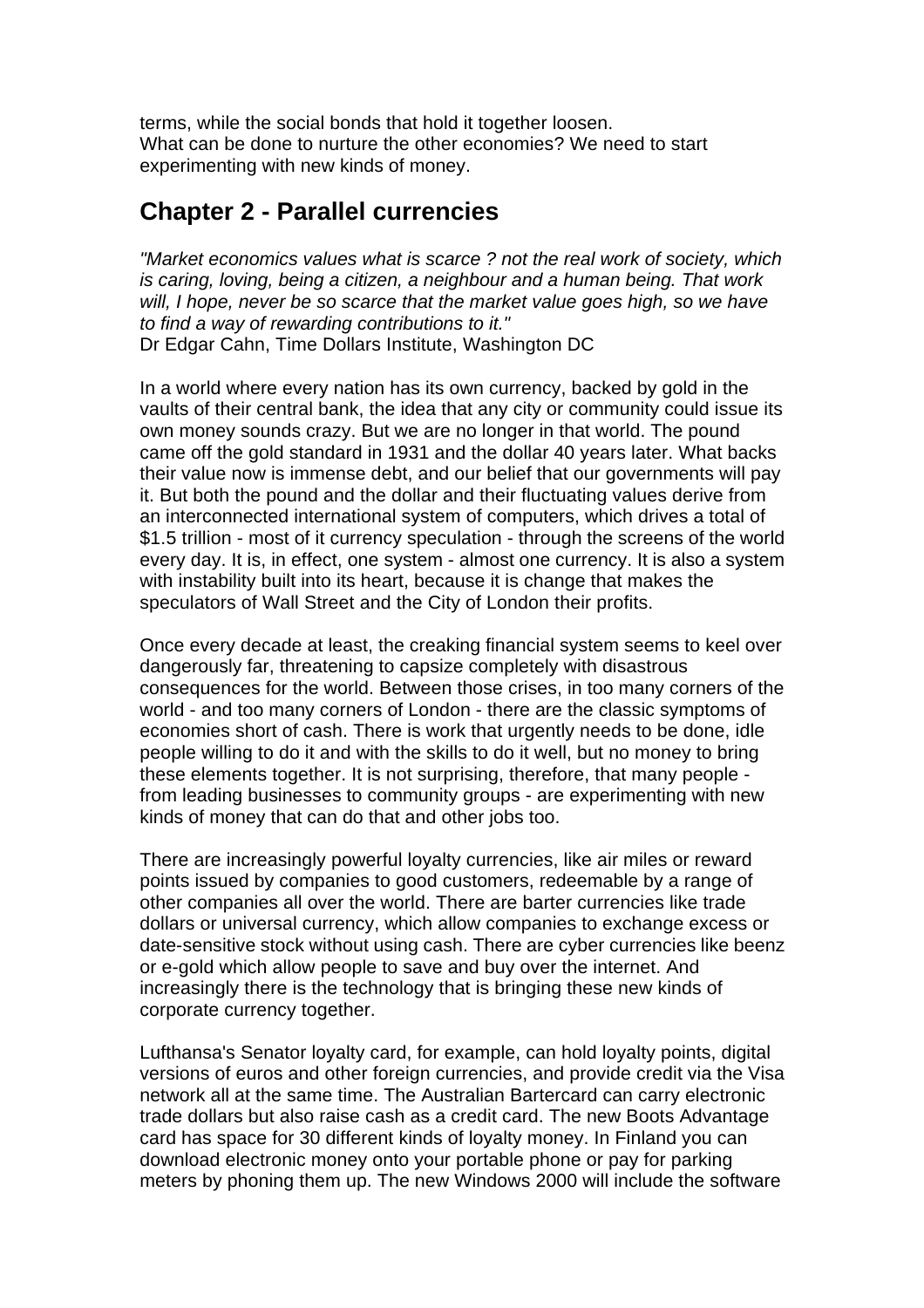terms, while the social bonds that hold it together loosen.
What can be done to nurture the other economies? We need to start experimenting with new kinds of money.

## Chapter 2 - Parallel currencies

*"Market economics values what is scarce ? not the real work of society, which is caring, loving, being a citizen, a neighbour and a human being. That work will, I hope, never be so scarce that the market value goes high, so we have to find a way of rewarding contributions to it."*
Dr Edgar Cahn, Time Dollars Institute, Washington DC

In a world where every nation has its own currency, backed by gold in the vaults of their central bank, the idea that any city or community could issue its own money sounds crazy. But we are no longer in that world. The pound came off the gold standard in 1931 and the dollar 40 years later. What backs their value now is immense debt, and our belief that our governments will pay it. But both the pound and the dollar and their fluctuating values derive from an interconnected international system of computers, which drives a total of $1.5 trillion - most of it currency speculation - through the screens of the world every day. It is, in effect, one system - almost one currency. It is also a system with instability built into its heart, because it is change that makes the speculators of Wall Street and the City of London their profits.

Once every decade at least, the creaking financial system seems to keel over dangerously far, threatening to capsize completely with disastrous consequences for the world. Between those crises, in too many corners of the world - and too many corners of London - there are the classic symptoms of economies short of cash. There is work that urgently needs to be done, idle people willing to do it and with the skills to do it well, but no money to bring these elements together. It is not surprising, therefore, that many people - from leading businesses to community groups - are experimenting with new kinds of money that can do that and other jobs too.

There are increasingly powerful loyalty currencies, like air miles or reward points issued by companies to good customers, redeemable by a range of other companies all over the world. There are barter currencies like trade dollars or universal currency, which allow companies to exchange excess or date-sensitive stock without using cash. There are cyber currencies like beenz or e-gold which allow people to save and buy over the internet. And increasingly there is the technology that is bringing these new kinds of corporate currency together.

Lufthansa's Senator loyalty card, for example, can hold loyalty points, digital versions of euros and other foreign currencies, and provide credit via the Visa network all at the same time. The Australian Bartercard can carry electronic trade dollars but also raise cash as a credit card. The new Boots Advantage card has space for 30 different kinds of loyalty money. In Finland you can download electronic money onto your portable phone or pay for parking meters by phoning them up. The new Windows 2000 will include the software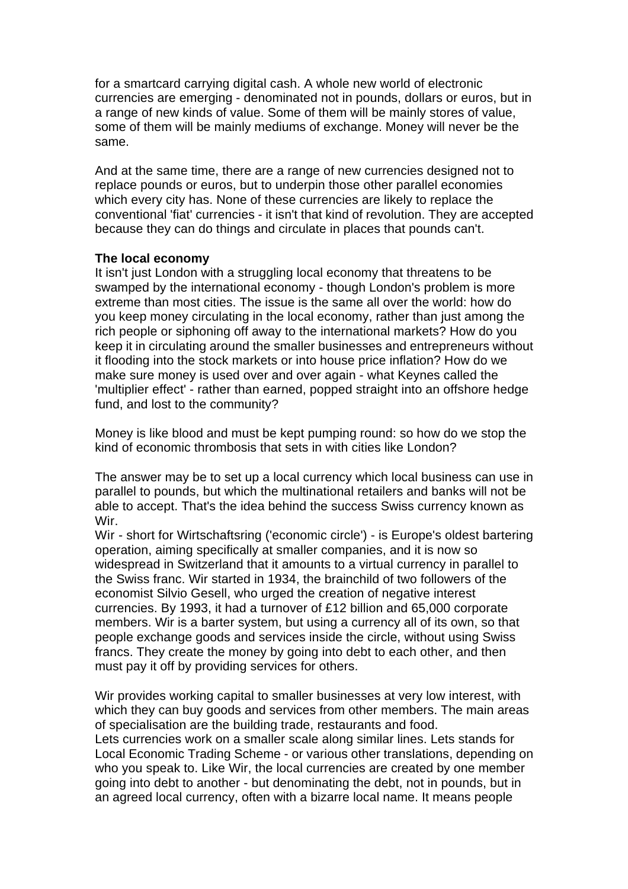for a smartcard carrying digital cash. A whole new world of electronic currencies are emerging - denominated not in pounds, dollars or euros, but in a range of new kinds of value. Some of them will be mainly stores of value, some of them will be mainly mediums of exchange. Money will never be the same.

And at the same time, there are a range of new currencies designed not to replace pounds or euros, but to underpin those other parallel economies which every city has. None of these currencies are likely to replace the conventional 'fiat' currencies - it isn't that kind of revolution. They are accepted because they can do things and circulate in places that pounds can't.

**The local economy**

It isn't just London with a struggling local economy that threatens to be swamped by the international economy - though London's problem is more extreme than most cities. The issue is the same all over the world: how do you keep money circulating in the local economy, rather than just among the rich people or siphoning off away to the international markets? How do you keep it in circulating around the smaller businesses and entrepreneurs without it flooding into the stock markets or into house price inflation? How do we make sure money is used over and over again - what Keynes called the 'multiplier effect' - rather than earned, popped straight into an offshore hedge fund, and lost to the community?

Money is like blood and must be kept pumping round: so how do we stop the kind of economic thrombosis that sets in with cities like London?

The answer may be to set up a local currency which local business can use in parallel to pounds, but which the multinational retailers and banks will not be able to accept. That's the idea behind the success Swiss currency known as Wir.

Wir - short for Wirtschaftsring ('economic circle') - is Europe's oldest bartering operation, aiming specifically at smaller companies, and it is now so widespread in Switzerland that it amounts to a virtual currency in parallel to the Swiss franc. Wir started in 1934, the brainchild of two followers of the economist Silvio Gesell, who urged the creation of negative interest currencies. By 1993, it had a turnover of £12 billion and 65,000 corporate members. Wir is a barter system, but using a currency all of its own, so that people exchange goods and services inside the circle, without using Swiss francs. They create the money by going into debt to each other, and then must pay it off by providing services for others.

Wir provides working capital to smaller businesses at very low interest, with which they can buy goods and services from other members. The main areas of specialisation are the building trade, restaurants and food.

Lets currencies work on a smaller scale along similar lines. Lets stands for Local Economic Trading Scheme - or various other translations, depending on who you speak to. Like Wir, the local currencies are created by one member going into debt to another - but denominating the debt, not in pounds, but in an agreed local currency, often with a bizarre local name. It means people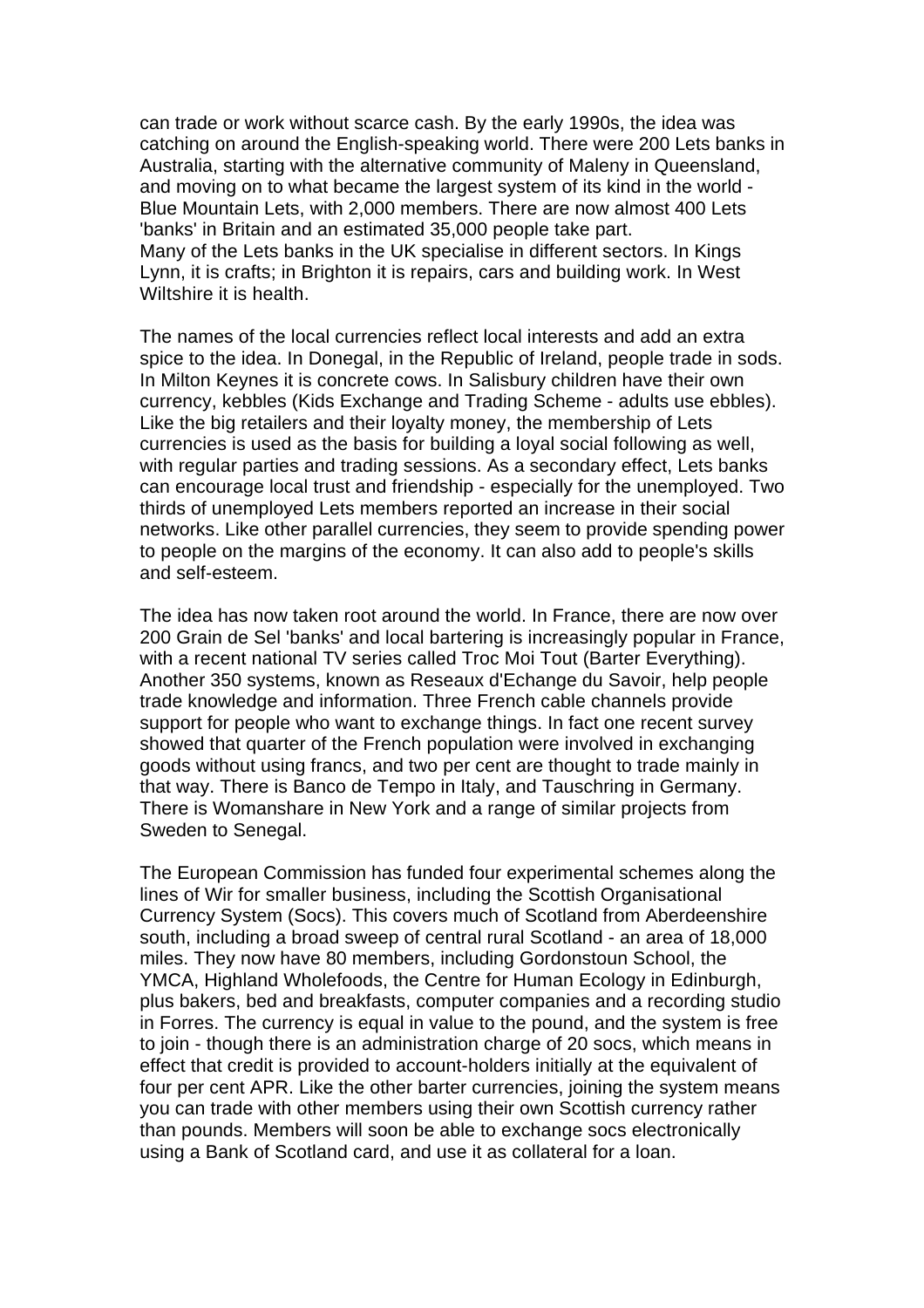can trade or work without scarce cash. By the early 1990s, the idea was catching on around the English-speaking world. There were 200 Lets banks in Australia, starting with the alternative community of Maleny in Queensland, and moving on to what became the largest system of its kind in the world - Blue Mountain Lets, with 2,000 members. There are now almost 400 Lets 'banks' in Britain and an estimated 35,000 people take part.
Many of the Lets banks in the UK specialise in different sectors. In Kings Lynn, it is crafts; in Brighton it is repairs, cars and building work. In West Wiltshire it is health.

The names of the local currencies reflect local interests and add an extra spice to the idea. In Donegal, in the Republic of Ireland, people trade in sods. In Milton Keynes it is concrete cows. In Salisbury children have their own currency, kebbles (Kids Exchange and Trading Scheme - adults use ebbles). Like the big retailers and their loyalty money, the membership of Lets currencies is used as the basis for building a loyal social following as well, with regular parties and trading sessions. As a secondary effect, Lets banks can encourage local trust and friendship - especially for the unemployed. Two thirds of unemployed Lets members reported an increase in their social networks. Like other parallel currencies, they seem to provide spending power to people on the margins of the economy. It can also add to people's skills and self-esteem.

The idea has now taken root around the world. In France, there are now over 200 Grain de Sel 'banks' and local bartering is increasingly popular in France, with a recent national TV series called Troc Moi Tout (Barter Everything). Another 350 systems, known as Reseaux d'Echange du Savoir, help people trade knowledge and information. Three French cable channels provide support for people who want to exchange things. In fact one recent survey showed that quarter of the French population were involved in exchanging goods without using francs, and two per cent are thought to trade mainly in that way. There is Banco de Tempo in Italy, and Tauschring in Germany. There is Womanshare in New York and a range of similar projects from Sweden to Senegal.

The European Commission has funded four experimental schemes along the lines of Wir for smaller business, including the Scottish Organisational Currency System (Socs). This covers much of Scotland from Aberdeenshire south, including a broad sweep of central rural Scotland - an area of 18,000 miles. They now have 80 members, including Gordonstoun School, the YMCA, Highland Wholefoods, the Centre for Human Ecology in Edinburgh, plus bakers, bed and breakfasts, computer companies and a recording studio in Forres. The currency is equal in value to the pound, and the system is free to join - though there is an administration charge of 20 socs, which means in effect that credit is provided to account-holders initially at the equivalent of four per cent APR. Like the other barter currencies, joining the system means you can trade with other members using their own Scottish currency rather than pounds. Members will soon be able to exchange socs electronically using a Bank of Scotland card, and use it as collateral for a loan.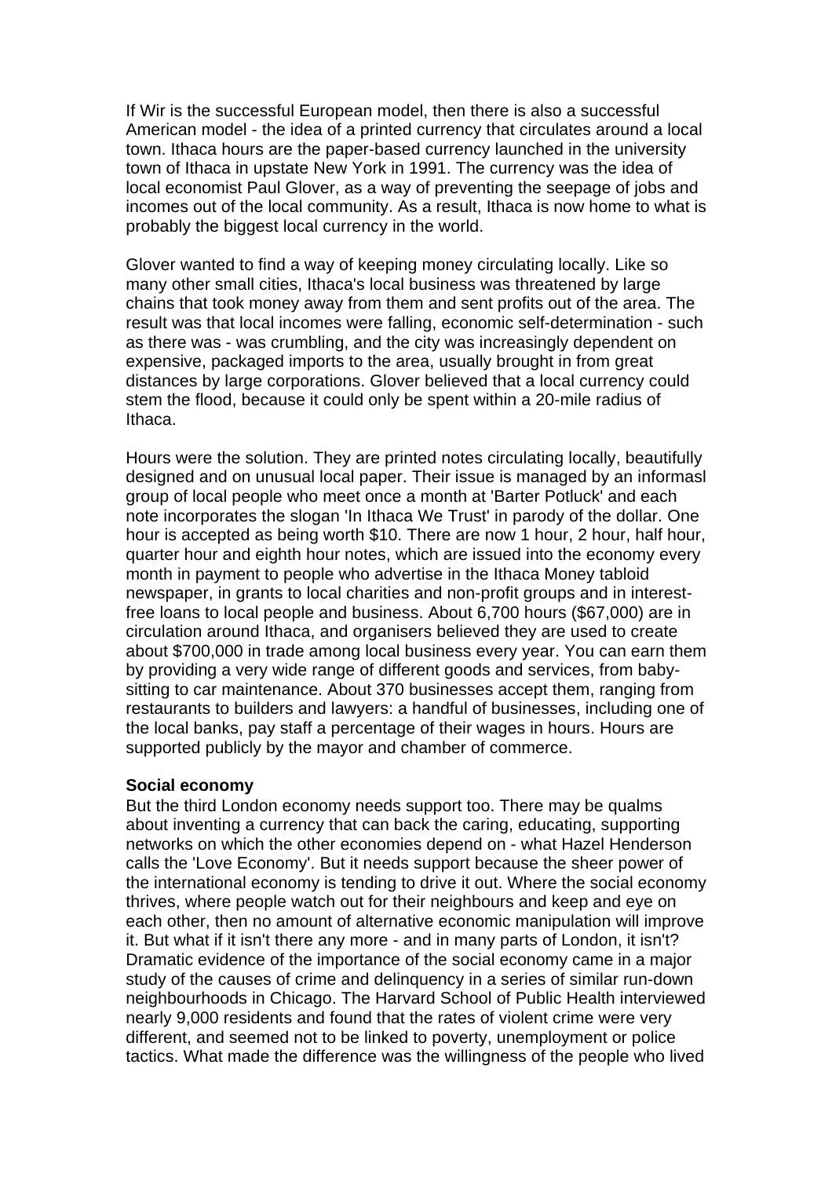If Wir is the successful European model, then there is also a successful American model - the idea of a printed currency that circulates around a local town. Ithaca hours are the paper-based currency launched in the university town of Ithaca in upstate New York in 1991. The currency was the idea of local economist Paul Glover, as a way of preventing the seepage of jobs and incomes out of the local community. As a result, Ithaca is now home to what is probably the biggest local currency in the world.

Glover wanted to find a way of keeping money circulating locally. Like so many other small cities, Ithaca's local business was threatened by large chains that took money away from them and sent profits out of the area. The result was that local incomes were falling, economic self-determination - such as there was - was crumbling, and the city was increasingly dependent on expensive, packaged imports to the area, usually brought in from great distances by large corporations. Glover believed that a local currency could stem the flood, because it could only be spent within a 20-mile radius of Ithaca.

Hours were the solution. They are printed notes circulating locally, beautifully designed and on unusual local paper. Their issue is managed by an informasl group of local people who meet once a month at 'Barter Potluck' and each note incorporates the slogan 'In Ithaca We Trust' in parody of the dollar. One hour is accepted as being worth $10. There are now 1 hour, 2 hour, half hour, quarter hour and eighth hour notes, which are issued into the economy every month in payment to people who advertise in the Ithaca Money tabloid newspaper, in grants to local charities and non-profit groups and in interest-free loans to local people and business. About 6,700 hours ($67,000) are in circulation around Ithaca, and organisers believed they are used to create about $700,000 in trade among local business every year. You can earn them by providing a very wide range of different goods and services, from baby-sitting to car maintenance. About 370 businesses accept them, ranging from restaurants to builders and lawyers: a handful of businesses, including one of the local banks, pay staff a percentage of their wages in hours. Hours are supported publicly by the mayor and chamber of commerce.

**Social economy**

But the third London economy needs support too. There may be qualms about inventing a currency that can back the caring, educating, supporting networks on which the other economies depend on - what Hazel Henderson calls the 'Love Economy'. But it needs support because the sheer power of the international economy is tending to drive it out. Where the social economy thrives, where people watch out for their neighbours and keep and eye on each other, then no amount of alternative economic manipulation will improve it. But what if it isn't there any more - and in many parts of London, it isn't? Dramatic evidence of the importance of the social economy came in a major study of the causes of crime and delinquency in a series of similar run-down neighbourhoods in Chicago. The Harvard School of Public Health interviewed nearly 9,000 residents and found that the rates of violent crime were very different, and seemed not to be linked to poverty, unemployment or police tactics. What made the difference was the willingness of the people who lived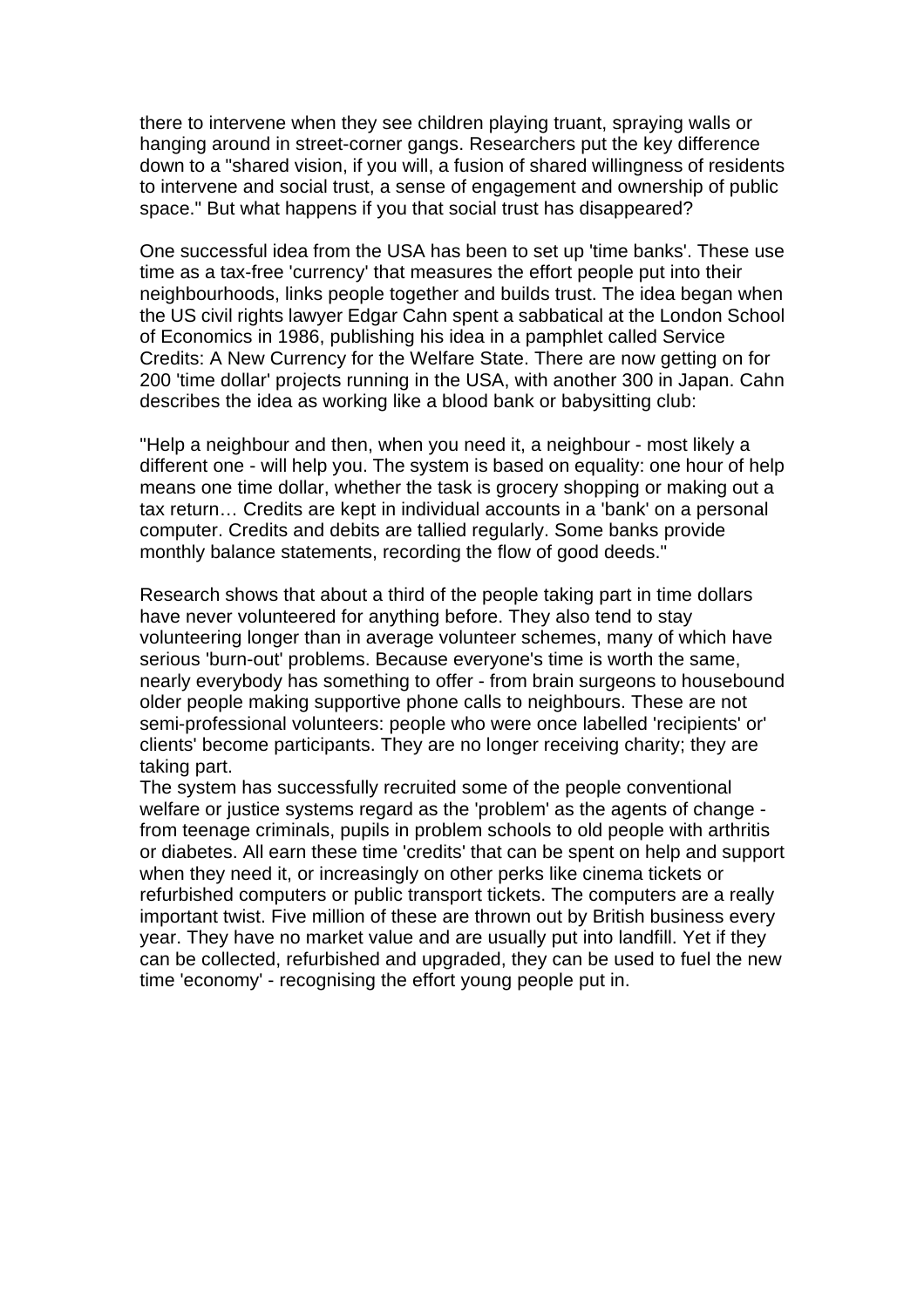there to intervene when they see children playing truant, spraying walls or hanging around in street-corner gangs. Researchers put the key difference down to a "shared vision, if you will, a fusion of shared willingness of residents to intervene and social trust, a sense of engagement and ownership of public space." But what happens if you that social trust has disappeared?

One successful idea from the USA has been to set up 'time banks'. These use time as a tax-free 'currency' that measures the effort people put into their neighbourhoods, links people together and builds trust. The idea began when the US civil rights lawyer Edgar Cahn spent a sabbatical at the London School of Economics in 1986, publishing his idea in a pamphlet called Service Credits: A New Currency for the Welfare State. There are now getting on for 200 'time dollar' projects running in the USA, with another 300 in Japan. Cahn describes the idea as working like a blood bank or babysitting club:

"Help a neighbour and then, when you need it, a neighbour - most likely a different one - will help you. The system is based on equality: one hour of help means one time dollar, whether the task is grocery shopping or making out a tax return… Credits are kept in individual accounts in a 'bank' on a personal computer. Credits and debits are tallied regularly. Some banks provide monthly balance statements, recording the flow of good deeds."

Research shows that about a third of the people taking part in time dollars have never volunteered for anything before. They also tend to stay volunteering longer than in average volunteer schemes, many of which have serious 'burn-out' problems. Because everyone's time is worth the same, nearly everybody has something to offer - from brain surgeons to housebound older people making supportive phone calls to neighbours. These are not semi-professional volunteers: people who were once labelled 'recipients' or' clients' become participants. They are no longer receiving charity; they are taking part.
The system has successfully recruited some of the people conventional welfare or justice systems regard as the 'problem' as the agents of change - from teenage criminals, pupils in problem schools to old people with arthritis or diabetes. All earn these time 'credits' that can be spent on help and support when they need it, or increasingly on other perks like cinema tickets or refurbished computers or public transport tickets. The computers are a really important twist. Five million of these are thrown out by British business every year. They have no market value and are usually put into landfill. Yet if they can be collected, refurbished and upgraded, they can be used to fuel the new time 'economy' - recognising the effort young people put in.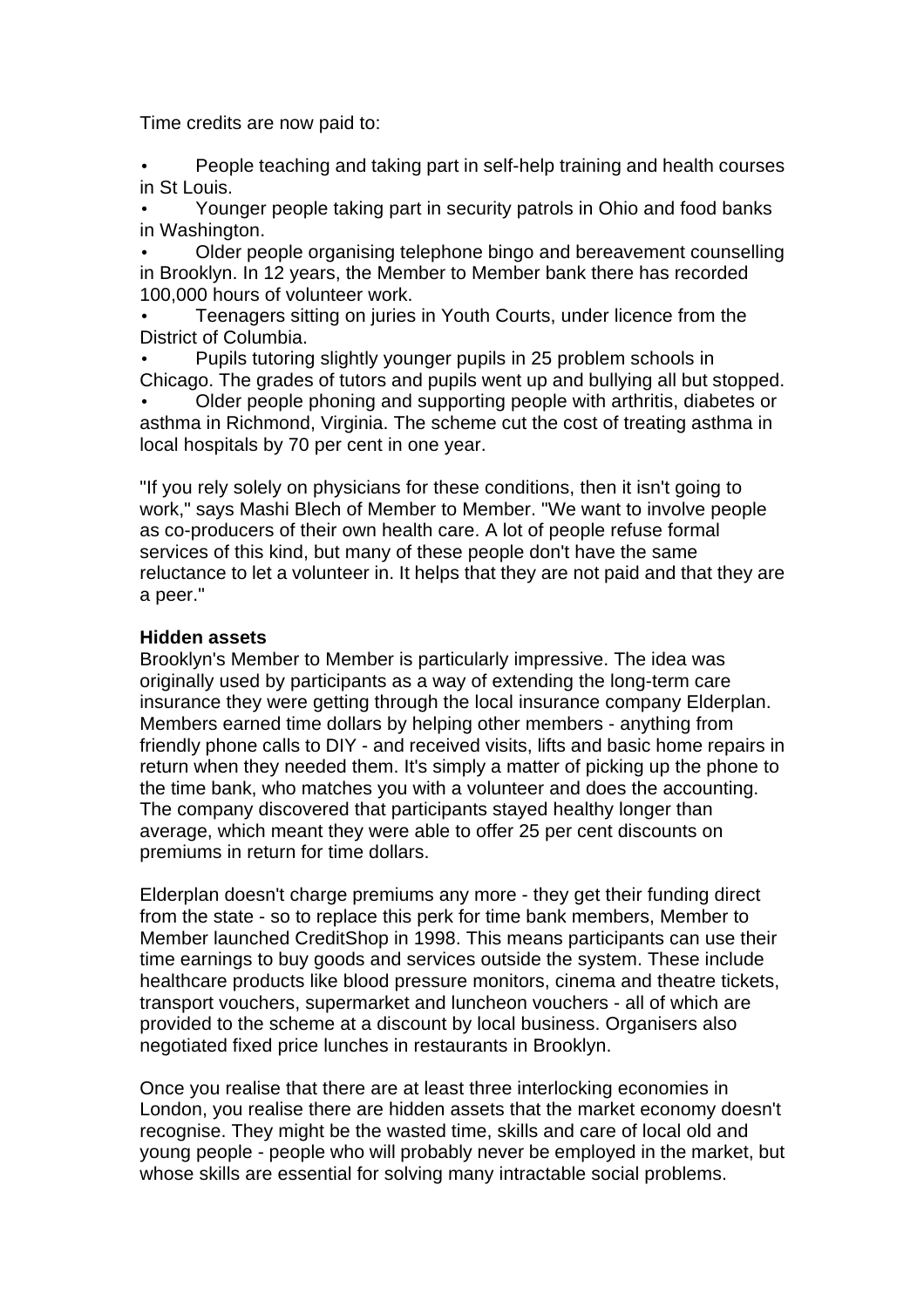Time credits are now paid to:

- People teaching and taking part in self-help training and health courses in St Louis.
- Younger people taking part in security patrols in Ohio and food banks in Washington.
- Older people organising telephone bingo and bereavement counselling in Brooklyn. In 12 years, the Member to Member bank there has recorded 100,000 hours of volunteer work.
- Teenagers sitting on juries in Youth Courts, under licence from the District of Columbia.
- Pupils tutoring slightly younger pupils in 25 problem schools in Chicago. The grades of tutors and pupils went up and bullying all but stopped.
- Older people phoning and supporting people with arthritis, diabetes or asthma in Richmond, Virginia. The scheme cut the cost of treating asthma in local hospitals by 70 per cent in one year.

"If you rely solely on physicians for these conditions, then it isn't going to work," says Mashi Blech of Member to Member. "We want to involve people as co-producers of their own health care. A lot of people refuse formal services of this kind, but many of these people don't have the same reluctance to let a volunteer in. It helps that they are not paid and that they are a peer."

**Hidden assets**

Brooklyn's Member to Member is particularly impressive. The idea was originally used by participants as a way of extending the long-term care insurance they were getting through the local insurance company Elderplan. Members earned time dollars by helping other members - anything from friendly phone calls to DIY - and received visits, lifts and basic home repairs in return when they needed them. It's simply a matter of picking up the phone to the time bank, who matches you with a volunteer and does the accounting. The company discovered that participants stayed healthy longer than average, which meant they were able to offer 25 per cent discounts on premiums in return for time dollars.

Elderplan doesn't charge premiums any more - they get their funding direct from the state - so to replace this perk for time bank members, Member to Member launched CreditShop in 1998. This means participants can use their time earnings to buy goods and services outside the system. These include healthcare products like blood pressure monitors, cinema and theatre tickets, transport vouchers, supermarket and luncheon vouchers - all of which are provided to the scheme at a discount by local business. Organisers also negotiated fixed price lunches in restaurants in Brooklyn.

Once you realise that there are at least three interlocking economies in London, you realise there are hidden assets that the market economy doesn't recognise. They might be the wasted time, skills and care of local old and young people - people who will probably never be employed in the market, but whose skills are essential for solving many intractable social problems.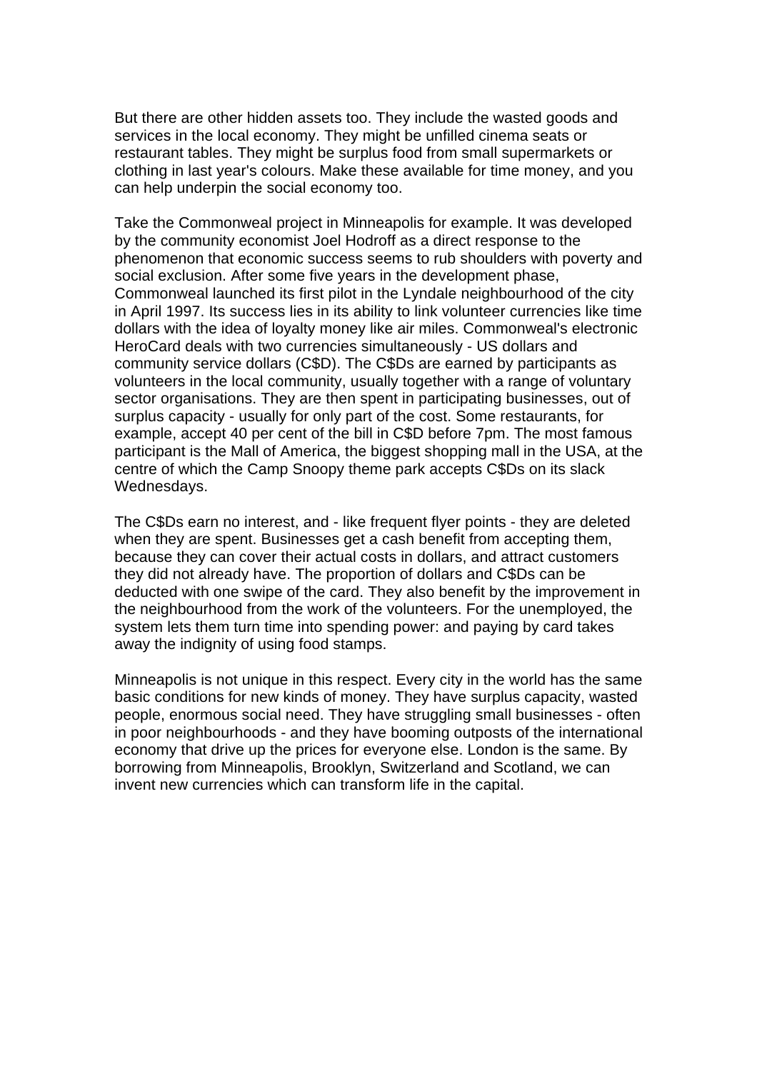But there are other hidden assets too. They include the wasted goods and services in the local economy. They might be unfilled cinema seats or restaurant tables. They might be surplus food from small supermarkets or clothing in last year's colours. Make these available for time money, and you can help underpin the social economy too.

Take the Commonweal project in Minneapolis for example. It was developed by the community economist Joel Hodroff as a direct response to the phenomenon that economic success seems to rub shoulders with poverty and social exclusion. After some five years in the development phase, Commonweal launched its first pilot in the Lyndale neighbourhood of the city in April 1997. Its success lies in its ability to link volunteer currencies like time dollars with the idea of loyalty money like air miles. Commonweal's electronic HeroCard deals with two currencies simultaneously - US dollars and community service dollars (C$D). The C$Ds are earned by participants as volunteers in the local community, usually together with a range of voluntary sector organisations. They are then spent in participating businesses, out of surplus capacity - usually for only part of the cost. Some restaurants, for example, accept 40 per cent of the bill in C$D before 7pm. The most famous participant is the Mall of America, the biggest shopping mall in the USA, at the centre of which the Camp Snoopy theme park accepts C$Ds on its slack Wednesdays.

The C$Ds earn no interest, and - like frequent flyer points - they are deleted when they are spent. Businesses get a cash benefit from accepting them, because they can cover their actual costs in dollars, and attract customers they did not already have. The proportion of dollars and C$Ds can be deducted with one swipe of the card. They also benefit by the improvement in the neighbourhood from the work of the volunteers. For the unemployed, the system lets them turn time into spending power: and paying by card takes away the indignity of using food stamps.

Minneapolis is not unique in this respect. Every city in the world has the same basic conditions for new kinds of money. They have surplus capacity, wasted people, enormous social need. They have struggling small businesses - often in poor neighbourhoods - and they have booming outposts of the international economy that drive up the prices for everyone else. London is the same. By borrowing from Minneapolis, Brooklyn, Switzerland and Scotland, we can invent new currencies which can transform life in the capital.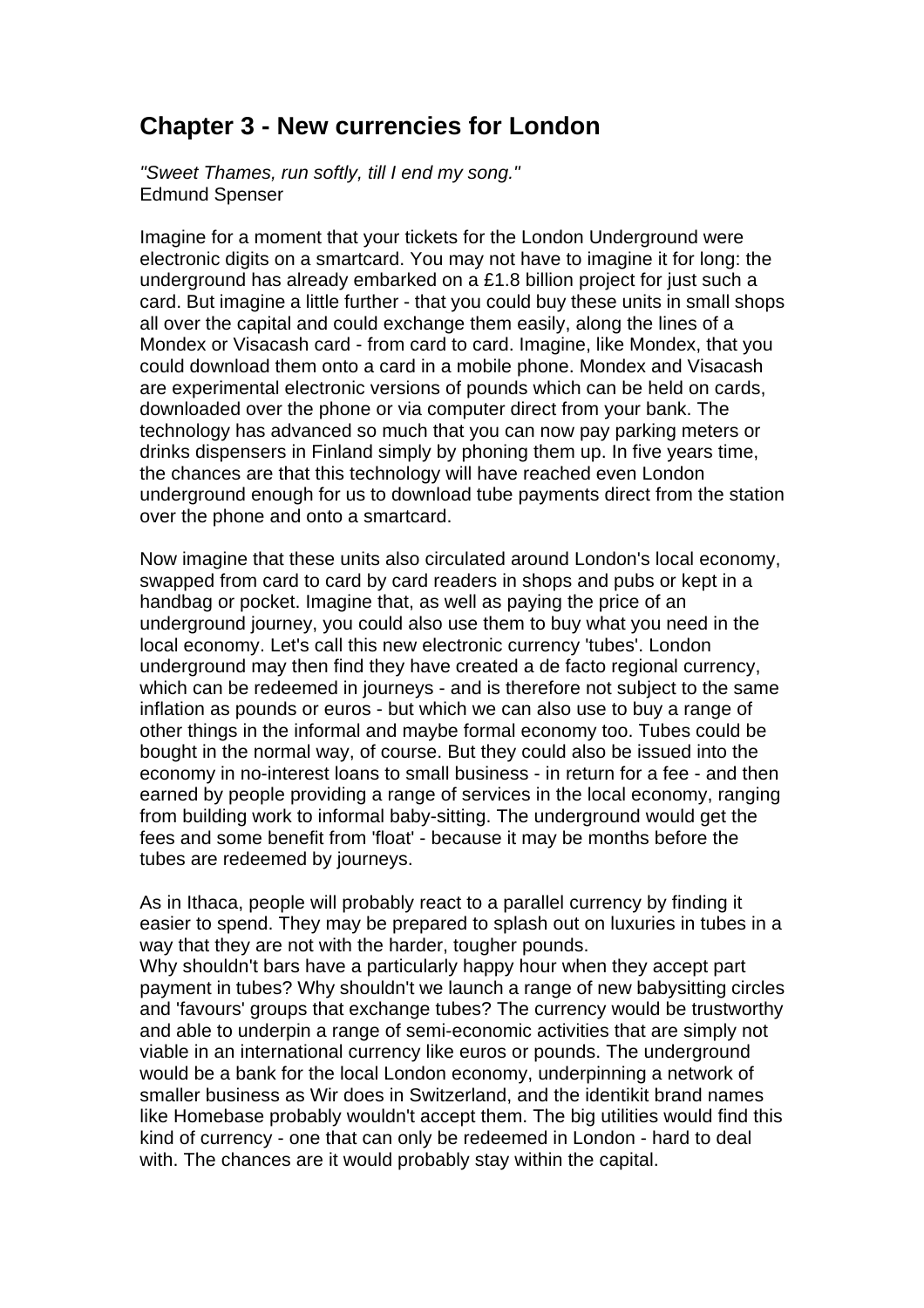## Chapter 3 - New currencies for London

*"Sweet Thames, run softly, till I end my song."*
Edmund Spenser

Imagine for a moment that your tickets for the London Underground were electronic digits on a smartcard. You may not have to imagine it for long: the underground has already embarked on a £1.8 billion project for just such a card. But imagine a little further - that you could buy these units in small shops all over the capital and could exchange them easily, along the lines of a Mondex or Visacash card - from card to card. Imagine, like Mondex, that you could download them onto a card in a mobile phone. Mondex and Visacash are experimental electronic versions of pounds which can be held on cards, downloaded over the phone or via computer direct from your bank. The technology has advanced so much that you can now pay parking meters or drinks dispensers in Finland simply by phoning them up. In five years time, the chances are that this technology will have reached even London underground enough for us to download tube payments direct from the station over the phone and onto a smartcard.

Now imagine that these units also circulated around London's local economy, swapped from card to card by card readers in shops and pubs or kept in a handbag or pocket. Imagine that, as well as paying the price of an underground journey, you could also use them to buy what you need in the local economy. Let's call this new electronic currency 'tubes'. London underground may then find they have created a de facto regional currency, which can be redeemed in journeys - and is therefore not subject to the same inflation as pounds or euros - but which we can also use to buy a range of other things in the informal and maybe formal economy too. Tubes could be bought in the normal way, of course. But they could also be issued into the economy in no-interest loans to small business - in return for a fee - and then earned by people providing a range of services in the local economy, ranging from building work to informal baby-sitting. The underground would get the fees and some benefit from 'float' - because it may be months before the tubes are redeemed by journeys.

As in Ithaca, people will probably react to a parallel currency by finding it easier to spend. They may be prepared to splash out on luxuries in tubes in a way that they are not with the harder, tougher pounds.
Why shouldn't bars have a particularly happy hour when they accept part payment in tubes? Why shouldn't we launch a range of new babysitting circles and 'favours' groups that exchange tubes? The currency would be trustworthy and able to underpin a range of semi-economic activities that are simply not viable in an international currency like euros or pounds. The underground would be a bank for the local London economy, underpinning a network of smaller business as Wir does in Switzerland, and the identikit brand names like Homebase probably wouldn't accept them. The big utilities would find this kind of currency - one that can only be redeemed in London - hard to deal with. The chances are it would probably stay within the capital.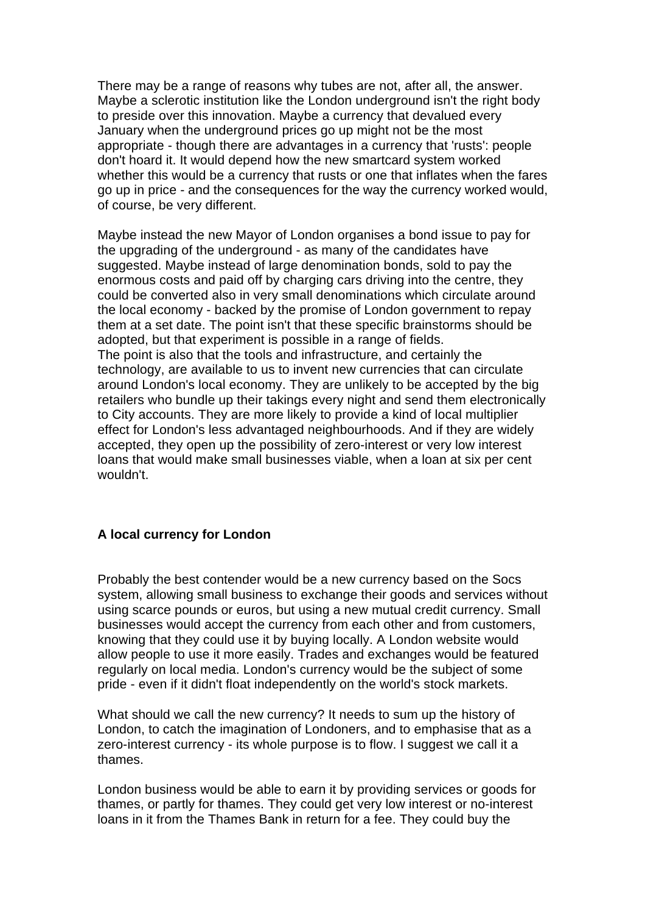There may be a range of reasons why tubes are not, after all, the answer. Maybe a sclerotic institution like the London underground isn't the right body to preside over this innovation. Maybe a currency that devalued every January when the underground prices go up might not be the most appropriate - though there are advantages in a currency that 'rusts': people don't hoard it. It would depend how the new smartcard system worked whether this would be a currency that rusts or one that inflates when the fares go up in price - and the consequences for the way the currency worked would, of course, be very different.

Maybe instead the new Mayor of London organises a bond issue to pay for the upgrading of the underground - as many of the candidates have suggested. Maybe instead of large denomination bonds, sold to pay the enormous costs and paid off by charging cars driving into the centre, they could be converted also in very small denominations which circulate around the local economy - backed by the promise of London government to repay them at a set date. The point isn't that these specific brainstorms should be adopted, but that experiment is possible in a range of fields.

The point is also that the tools and infrastructure, and certainly the technology, are available to us to invent new currencies that can circulate around London's local economy. They are unlikely to be accepted by the big retailers who bundle up their takings every night and send them electronically to City accounts. They are more likely to provide a kind of local multiplier effect for London's less advantaged neighbourhoods. And if they are widely accepted, they open up the possibility of zero-interest or very low interest loans that would make small businesses viable, when a loan at six per cent wouldn't.

**A local currency for London**

Probably the best contender would be a new currency based on the Socs system, allowing small business to exchange their goods and services without using scarce pounds or euros, but using a new mutual credit currency. Small businesses would accept the currency from each other and from customers, knowing that they could use it by buying locally. A London website would allow people to use it more easily. Trades and exchanges would be featured regularly on local media. London's currency would be the subject of some pride - even if it didn't float independently on the world's stock markets.

What should we call the new currency? It needs to sum up the history of London, to catch the imagination of Londoners, and to emphasise that as a zero-interest currency - its whole purpose is to flow. I suggest we call it a thames.

London business would be able to earn it by providing services or goods for thames, or partly for thames. They could get very low interest or no-interest loans in it from the Thames Bank in return for a fee. They could buy the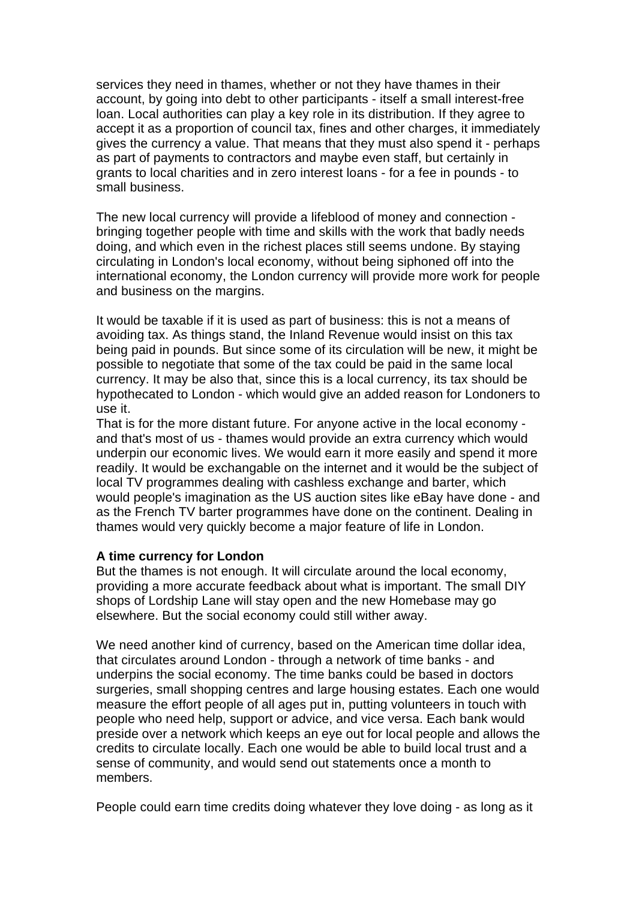services they need in thames, whether or not they have thames in their account, by going into debt to other participants - itself a small interest-free loan. Local authorities can play a key role in its distribution. If they agree to accept it as a proportion of council tax, fines and other charges, it immediately gives the currency a value. That means that they must also spend it - perhaps as part of payments to contractors and maybe even staff, but certainly in grants to local charities and in zero interest loans - for a fee in pounds - to small business.

The new local currency will provide a lifeblood of money and connection - bringing together people with time and skills with the work that badly needs doing, and which even in the richest places still seems undone. By staying circulating in London's local economy, without being siphoned off into the international economy, the London currency will provide more work for people and business on the margins.

It would be taxable if it is used as part of business: this is not a means of avoiding tax. As things stand, the Inland Revenue would insist on this tax being paid in pounds. But since some of its circulation will be new, it might be possible to negotiate that some of the tax could be paid in the same local currency. It may be also that, since this is a local currency, its tax should be hypothecated to London - which would give an added reason for Londoners to use it.
That is for the more distant future. For anyone active in the local economy - and that's most of us - thames would provide an extra currency which would underpin our economic lives. We would earn it more easily and spend it more readily. It would be exchangable on the internet and it would be the subject of local TV programmes dealing with cashless exchange and barter, which would people's imagination as the US auction sites like eBay have done - and as the French TV barter programmes have done on the continent. Dealing in thames would very quickly become a major feature of life in London.

**A time currency for London**
But the thames is not enough. It will circulate around the local economy, providing a more accurate feedback about what is important. The small DIY shops of Lordship Lane will stay open and the new Homebase may go elsewhere. But the social economy could still wither away.

We need another kind of currency, based on the American time dollar idea, that circulates around London - through a network of time banks - and underpins the social economy. The time banks could be based in doctors surgeries, small shopping centres and large housing estates. Each one would measure the effort people of all ages put in, putting volunteers in touch with people who need help, support or advice, and vice versa. Each bank would preside over a network which keeps an eye out for local people and allows the credits to circulate locally. Each one would be able to build local trust and a sense of community, and would send out statements once a month to members.

People could earn time credits doing whatever they love doing - as long as it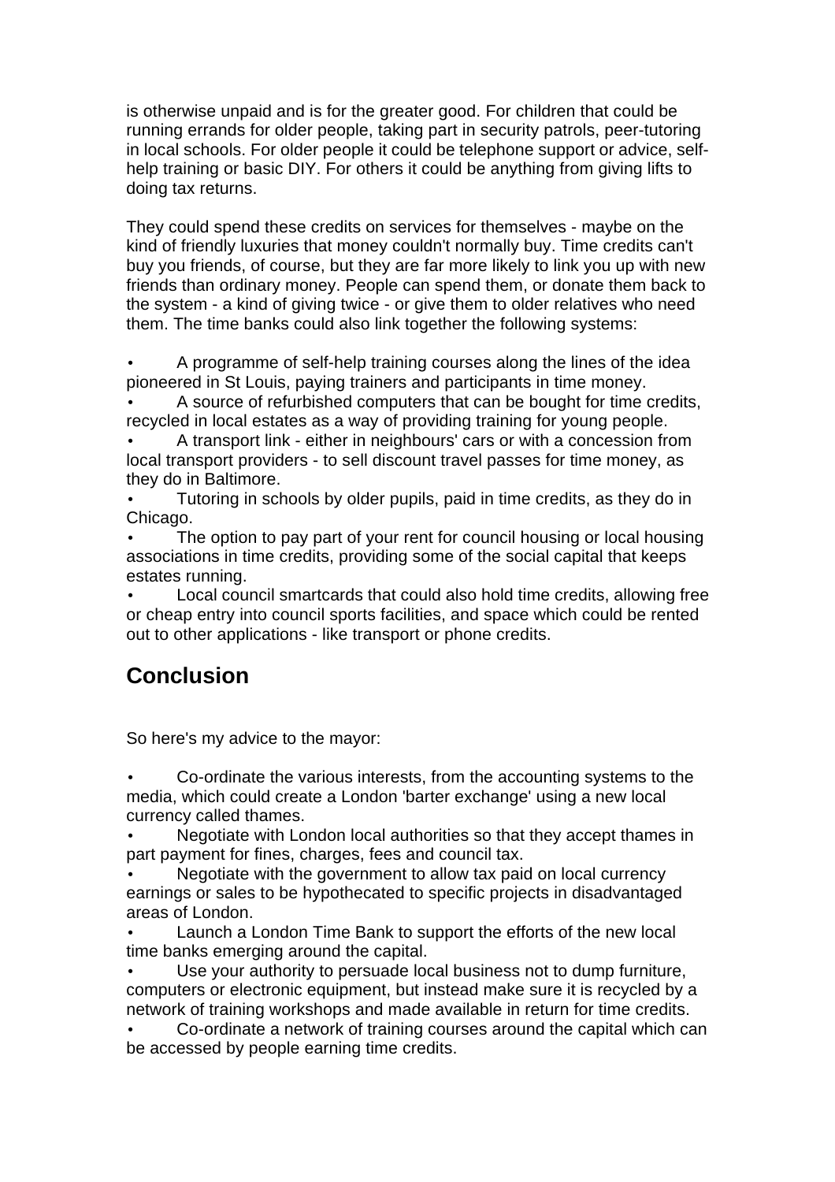is otherwise unpaid and is for the greater good. For children that could be running errands for older people, taking part in security patrols, peer-tutoring in local schools. For older people it could be telephone support or advice, self-help training or basic DIY. For others it could be anything from giving lifts to doing tax returns.

They could spend these credits on services for themselves - maybe on the kind of friendly luxuries that money couldn't normally buy. Time credits can't buy you friends, of course, but they are far more likely to link you up with new friends than ordinary money. People can spend them, or donate them back to the system - a kind of giving twice - or give them to older relatives who need them. The time banks could also link together the following systems:

- A programme of self-help training courses along the lines of the idea pioneered in St Louis, paying trainers and participants in time money.
- A source of refurbished computers that can be bought for time credits, recycled in local estates as a way of providing training for young people.
- A transport link - either in neighbours' cars or with a concession from local transport providers - to sell discount travel passes for time money, as they do in Baltimore.
- Tutoring in schools by older pupils, paid in time credits, as they do in Chicago.
- The option to pay part of your rent for council housing or local housing associations in time credits, providing some of the social capital that keeps estates running.
- Local council smartcards that could also hold time credits, allowing free or cheap entry into council sports facilities, and space which could be rented out to other applications - like transport or phone credits.

## Conclusion

So here's my advice to the mayor:

- Co-ordinate the various interests, from the accounting systems to the media, which could create a London 'barter exchange' using a new local currency called thames.
- Negotiate with London local authorities so that they accept thames in part payment for fines, charges, fees and council tax.
- Negotiate with the government to allow tax paid on local currency earnings or sales to be hypothecated to specific projects in disadvantaged areas of London.
- Launch a London Time Bank to support the efforts of the new local time banks emerging around the capital.
- Use your authority to persuade local business not to dump furniture, computers or electronic equipment, but instead make sure it is recycled by a network of training workshops and made available in return for time credits.
- Co-ordinate a network of training courses around the capital which can be accessed by people earning time credits.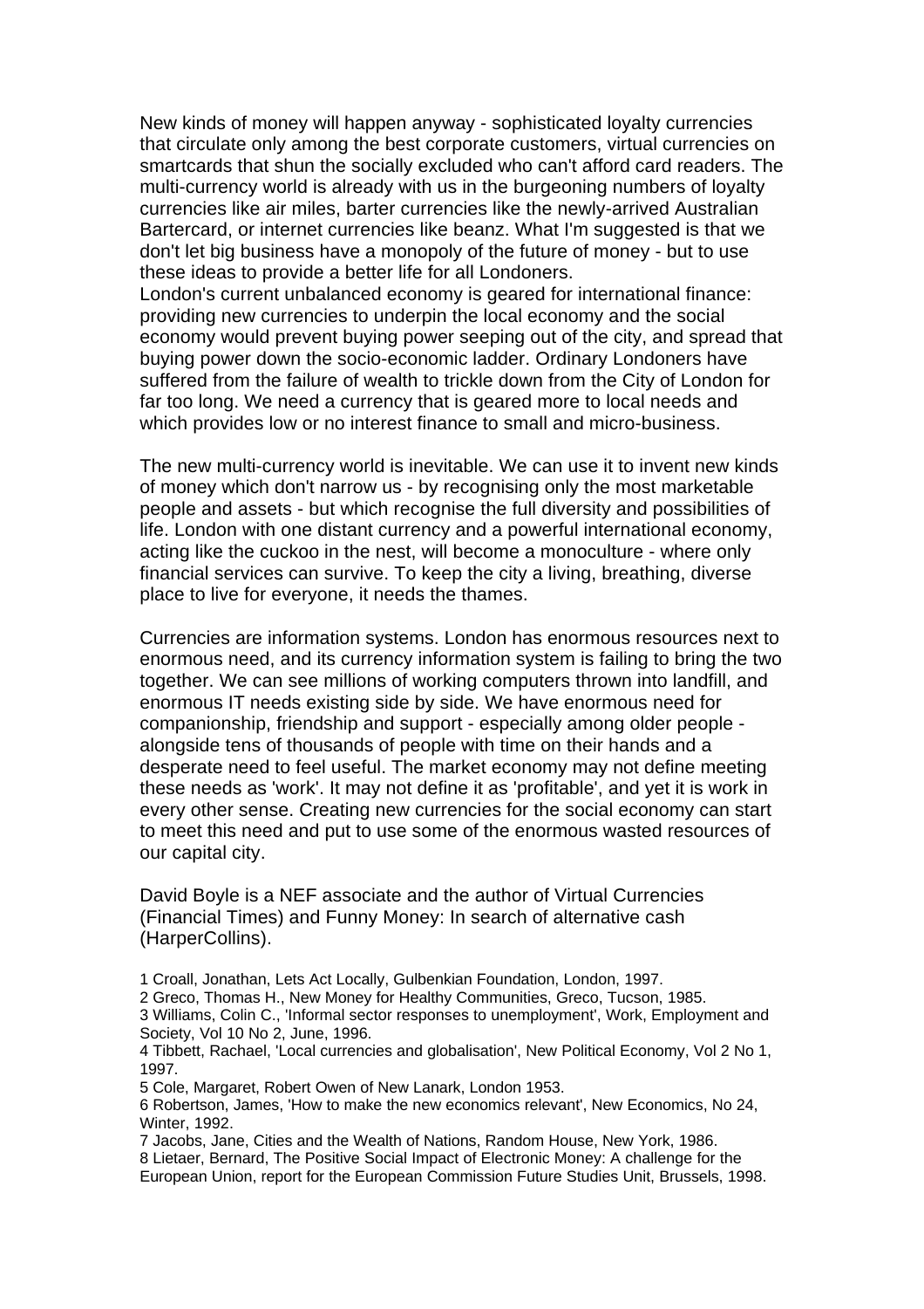New kinds of money will happen anyway - sophisticated loyalty currencies that circulate only among the best corporate customers, virtual currencies on smartcards that shun the socially excluded who can't afford card readers. The multi-currency world is already with us in the burgeoning numbers of loyalty currencies like air miles, barter currencies like the newly-arrived Australian Bartercard, or internet currencies like beanz. What I'm suggested is that we don't let big business have a monopoly of the future of money - but to use these ideas to provide a better life for all Londoners.
London's current unbalanced economy is geared for international finance: providing new currencies to underpin the local economy and the social economy would prevent buying power seeping out of the city, and spread that buying power down the socio-economic ladder. Ordinary Londoners have suffered from the failure of wealth to trickle down from the City of London for far too long. We need a currency that is geared more to local needs and which provides low or no interest finance to small and micro-business.

The new multi-currency world is inevitable. We can use it to invent new kinds of money which don't narrow us - by recognising only the most marketable people and assets - but which recognise the full diversity and possibilities of life. London with one distant currency and a powerful international economy, acting like the cuckoo in the nest, will become a monoculture - where only financial services can survive. To keep the city a living, breathing, diverse place to live for everyone, it needs the thames.

Currencies are information systems. London has enormous resources next to enormous need, and its currency information system is failing to bring the two together. We can see millions of working computers thrown into landfill, and enormous IT needs existing side by side. We have enormous need for companionship, friendship and support - especially among older people - alongside tens of thousands of people with time on their hands and a desperate need to feel useful. The market economy may not define meeting these needs as 'work'. It may not define it as 'profitable', and yet it is work in every other sense. Creating new currencies for the social economy can start to meet this need and put to use some of the enormous wasted resources of our capital city.

David Boyle is a NEF associate and the author of Virtual Currencies (Financial Times) and Funny Money: In search of alternative cash (HarperCollins).

1 Croall, Jonathan, Lets Act Locally, Gulbenkian Foundation, London, 1997.
2 Greco, Thomas H., New Money for Healthy Communities, Greco, Tucson, 1985.
3 Williams, Colin C., 'Informal sector responses to unemployment', Work, Employment and Society, Vol 10 No 2, June, 1996.
4 Tibbett, Rachael, 'Local currencies and globalisation', New Political Economy, Vol 2 No 1, 1997.
5 Cole, Margaret, Robert Owen of New Lanark, London 1953.
6 Robertson, James, 'How to make the new economics relevant', New Economics, No 24, Winter, 1992.
7 Jacobs, Jane, Cities and the Wealth of Nations, Random House, New York, 1986.
8 Lietaer, Bernard, The Positive Social Impact of Electronic Money: A challenge for the European Union, report for the European Commission Future Studies Unit, Brussels, 1998.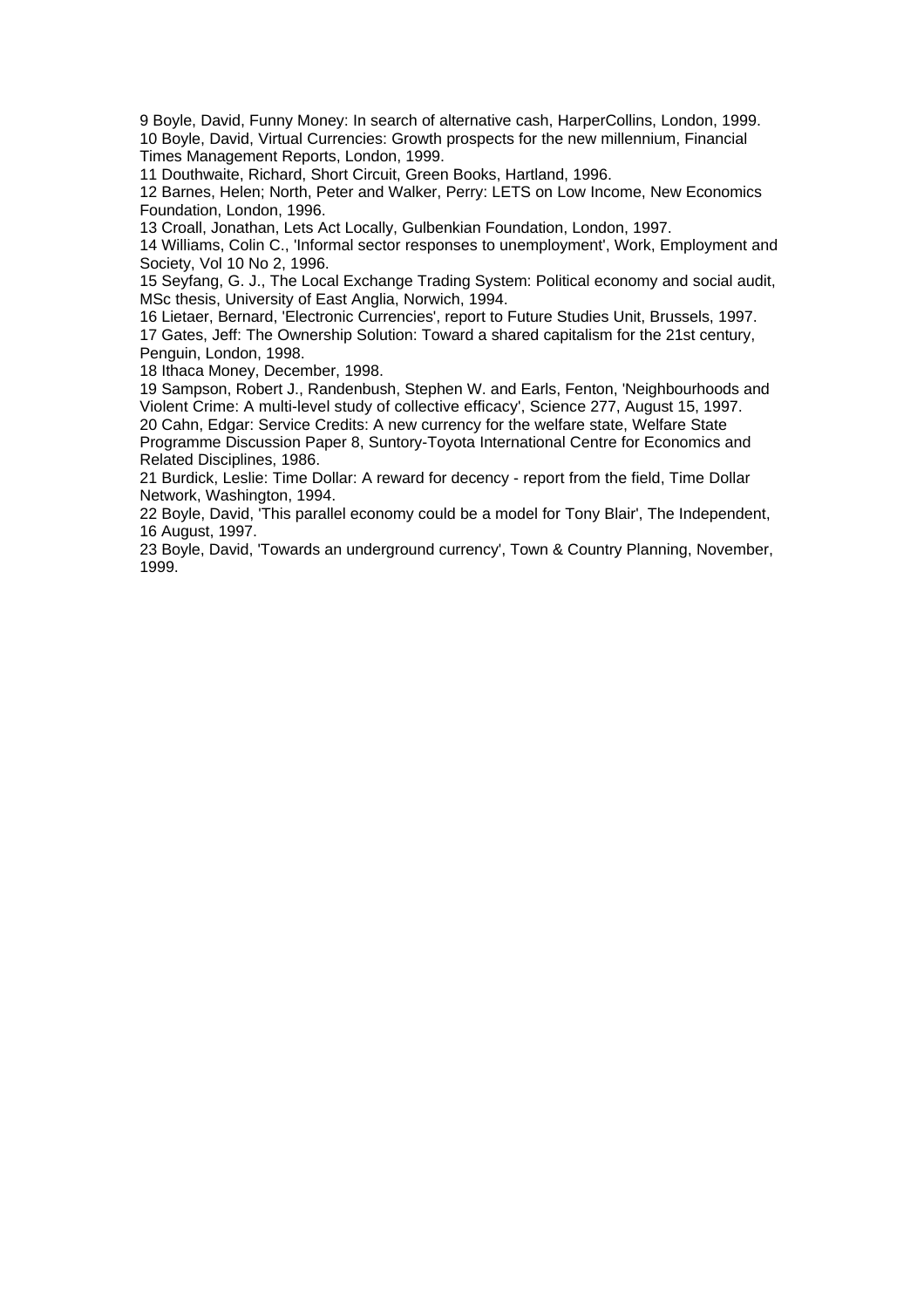9 Boyle, David, Funny Money: In search of alternative cash, HarperCollins, London, 1999.
10 Boyle, David, Virtual Currencies: Growth prospects for the new millennium, Financial Times Management Reports, London, 1999.
11 Douthwaite, Richard, Short Circuit, Green Books, Hartland, 1996.
12 Barnes, Helen; North, Peter and Walker, Perry: LETS on Low Income, New Economics Foundation, London, 1996.
13 Croall, Jonathan, Lets Act Locally, Gulbenkian Foundation, London, 1997.
14 Williams, Colin C., 'Informal sector responses to unemployment', Work, Employment and Society, Vol 10 No 2, 1996.
15 Seyfang, G. J., The Local Exchange Trading System: Political economy and social audit, MSc thesis, University of East Anglia, Norwich, 1994.
16 Lietaer, Bernard, 'Electronic Currencies', report to Future Studies Unit, Brussels, 1997.
17 Gates, Jeff: The Ownership Solution: Toward a shared capitalism for the 21st century, Penguin, London, 1998.
18 Ithaca Money, December, 1998.
19 Sampson, Robert J., Randenbush, Stephen W. and Earls, Fenton, 'Neighbourhoods and Violent Crime: A multi-level study of collective efficacy', Science 277, August 15, 1997.
20 Cahn, Edgar: Service Credits: A new currency for the welfare state, Welfare State Programme Discussion Paper 8, Suntory-Toyota International Centre for Economics and Related Disciplines, 1986.
21 Burdick, Leslie: Time Dollar: A reward for decency - report from the field, Time Dollar Network, Washington, 1994.
22 Boyle, David, 'This parallel economy could be a model for Tony Blair', The Independent, 16 August, 1997.
23 Boyle, David, 'Towards an underground currency', Town & Country Planning, November, 1999.